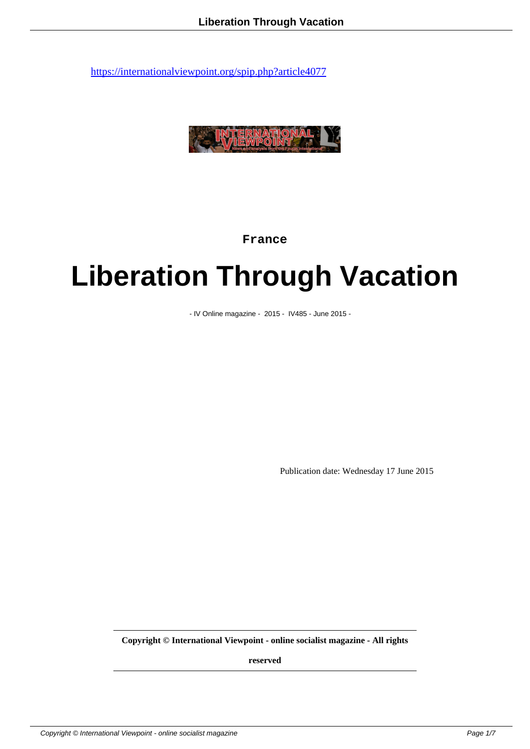https://internationalviewpoint.org/spip.php?article4077

France

# Liberation Through Vacation

- IV Online magazine - 2015 - IV485 - June 2015 -

Publication date: Wednesday 17 June 2015

**Copyright © International Viewpoint - online socialist magazine - All rights reserved**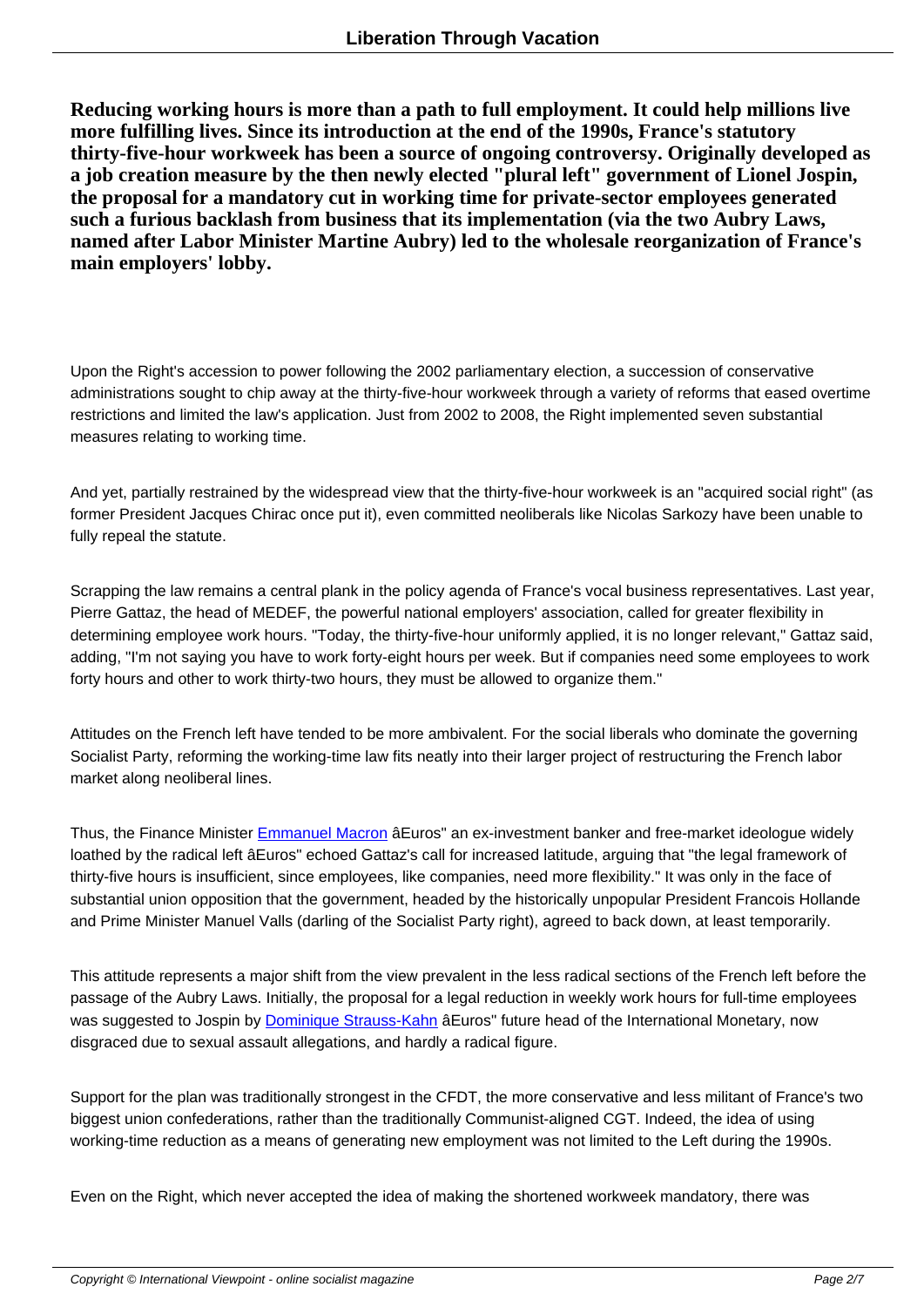**Reducing working hours is more than a path to full employment. It could help millions live more fulfilling lives. Since its introduction at the end of the 1990s, France's statutory thirty-five-hour workweek has been a source of ongoing controversy. Originally developed as a job creation measure by the then newly elected "plural left" government of Lionel Jospin, the proposal for a mandatory cut in working time for private-sector employees generated such a furious backlash from business that its implementation (via the two Aubry Laws, named after Labor Minister Martine Aubry) led to the wholesale reorganization of France's main employers' lobby.**

Upon the Right's accession to power following the 2002 parliamentary election, a succession of conservative administrations sought to chip away at the thirty-five-hour workweek through a variety of reforms that eased overtime restrictions and limited the law's application. Just from 2002 to 2008, the Right implemented seven substantial measures relating to working time.

And yet, partially restrained by the widespread view that the thirty-five-hour workweek is an "acquired social right" (as former President Jacques Chirac once put it), even committed neoliberals like Nicolas Sarkozy have been unable to fully repeal the statute.

Scrapping the law remains a central plank in the policy agenda of France's vocal business representatives. Last year, Pierre Gattaz, the head of MEDEF, the powerful national employers' association, called for greater flexibility in determining employee work hours. "Today, the thirty-five-hour uniformly applied, it is no longer relevant," Gattaz said, adding, "I'm not saying you have to work forty-eight hours per week. But if companies need some employees to work forty hours and other to work thirty-two hours, they must be allowed to organize them."

Attitudes on the French left have tended to be more ambivalent. For the social liberals who dominate the governing Socialist Party, reforming the working-time law fits neatly into their larger project of restructuring the French labor market along neoliberal lines.

Thus, the Finance Minister Emmanuel Macron âEuros" an ex-investment banker and free-market ideologue widely loathed by the radical left âEuros" echoed Gattaz's call for increased latitude, arguing that "the legal framework of thirty-five hours is insufficient, since employees, like companies, need more flexibility." It was only in the face of substantial union opposition that the government, headed by the historically unpopular President Francois Hollande and Prime Minister Manuel Valls (darling of the Socialist Party right), agreed to back down, at least temporarily.

This attitude represents a major shift from the view prevalent in the less radical sections of the French left before the passage of the Aubry Laws. Initially, the proposal for a legal reduction in weekly work hours for full-time employees was suggested to Jospin by Dominique Strauss-Kahn âEuros" future head of the International Monetary, now disgraced due to sexual assault allegations, and hardly a radical figure.

Support for the plan was traditionally strongest in the CFDT, the more conservative and less militant of France's two biggest union confederations, rather than the traditionally Communist-aligned CGT. Indeed, the idea of using working-time reduction as a means of generating new employment was not limited to the Left during the 1990s.

Even on the Right, which never accepted the idea of making the shortened workweek mandatory, there was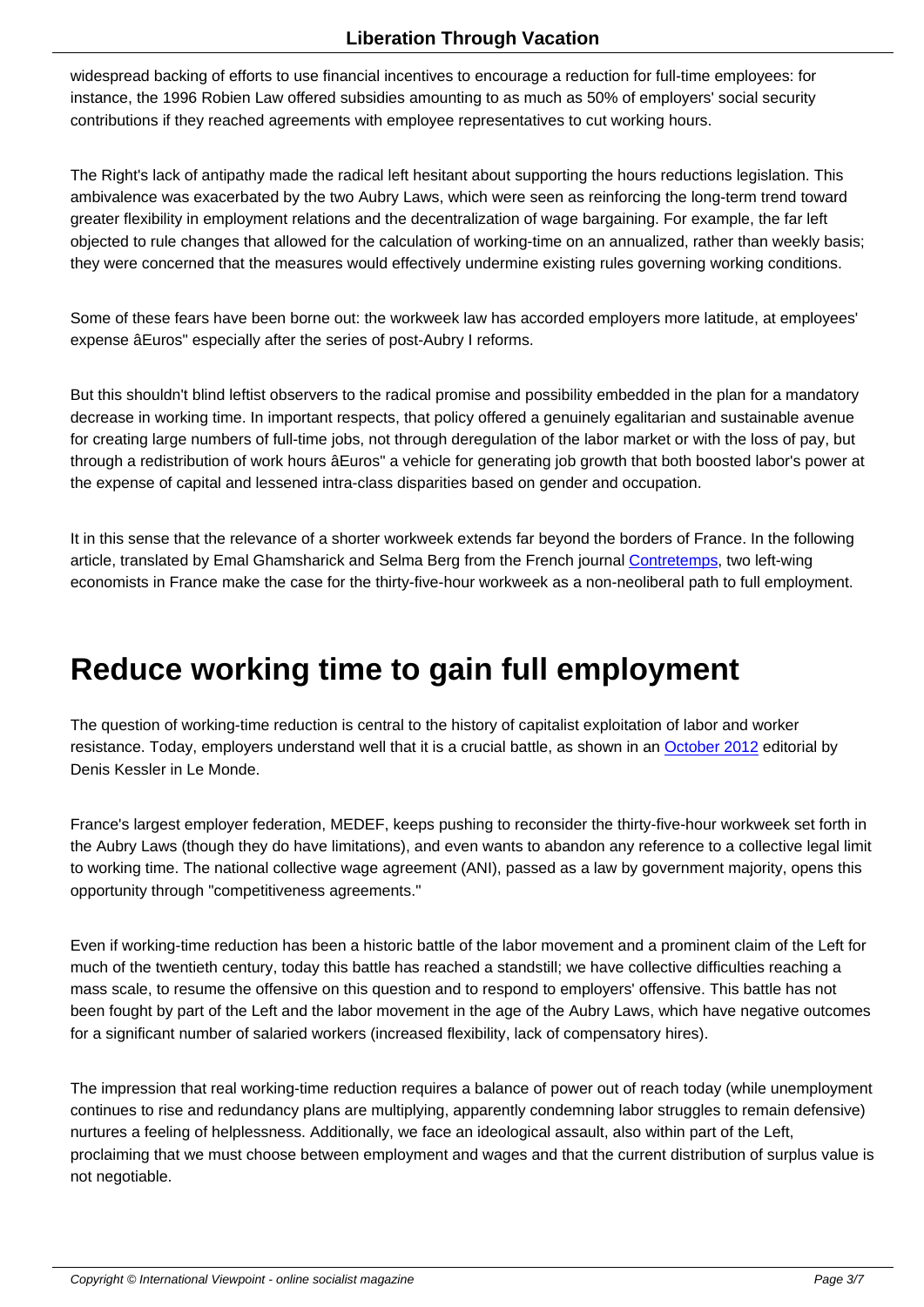widespread backing of efforts to use financial incentives to encourage a reduction for full-time employees: for instance, the 1996 Robien Law offered subsidies amounting to as much as 50% of employers' social security contributions if they reached agreements with employee representatives to cut working hours.

The Right's lack of antipathy made the radical left hesitant about supporting the hours reductions legislation. This ambivalence was exacerbated by the two Aubry Laws, which were seen as reinforcing the long-term trend toward greater flexibility in employment relations and the decentralization of wage bargaining. For example, the far left objected to rule changes that allowed for the calculation of working-time on an annualized, rather than weekly basis; they were concerned that the measures would effectively undermine existing rules governing working conditions.

Some of these fears have been borne out: the workweek law has accorded employers more latitude, at employees' expense âEuros" especially after the series of post-Aubry I reforms.

But this shouldn't blind leftist observers to the radical promise and possibility embedded in the plan for a mandatory decrease in working time. In important respects, that policy offered a genuinely egalitarian and sustainable avenue for creating large numbers of full-time jobs, not through deregulation of the labor market or with the loss of pay, but through a redistribution of work hours âEuros" a vehicle for generating job growth that both boosted labor's power at the expense of capital and lessened intra-class disparities based on gender and occupation.

It in this sense that the relevance of a shorter workweek extends far beyond the borders of France. In the following article, translated by Emal Ghamsharick and Selma Berg from the French journal Contretemps, two left-wing economists in France make the case for the thirty-five-hour workweek as a non-neoliberal path to full employment.

# Reduce working time to gain full employment

The question of working-time reduction is central to the history of capitalist exploitation of labor and worker resistance. Today, employers understand well that it is a crucial battle, as shown in an October 2012 editorial by Denis Kessler in Le Monde.

France's largest employer federation, MEDEF, keeps pushing to reconsider the thirty-five-hour workweek set forth in the Aubry Laws (though they do have limitations), and even wants to abandon any reference to a collective legal limit to working time. The national collective wage agreement (ANI), passed as a law by government majority, opens this opportunity through "competitiveness agreements."

Even if working-time reduction has been a historic battle of the labor movement and a prominent claim of the Left for much of the twentieth century, today this battle has reached a standstill; we have collective difficulties reaching a mass scale, to resume the offensive on this question and to respond to employers' offensive. This battle has not been fought by part of the Left and the labor movement in the age of the Aubry Laws, which have negative outcomes for a significant number of salaried workers (increased flexibility, lack of compensatory hires).

The impression that real working-time reduction requires a balance of power out of reach today (while unemployment continues to rise and redundancy plans are multiplying, apparently condemning labor struggles to remain defensive) nurtures a feeling of helplessness. Additionally, we face an ideological assault, also within part of the Left, proclaiming that we must choose between employment and wages and that the current distribution of surplus value is not negotiable.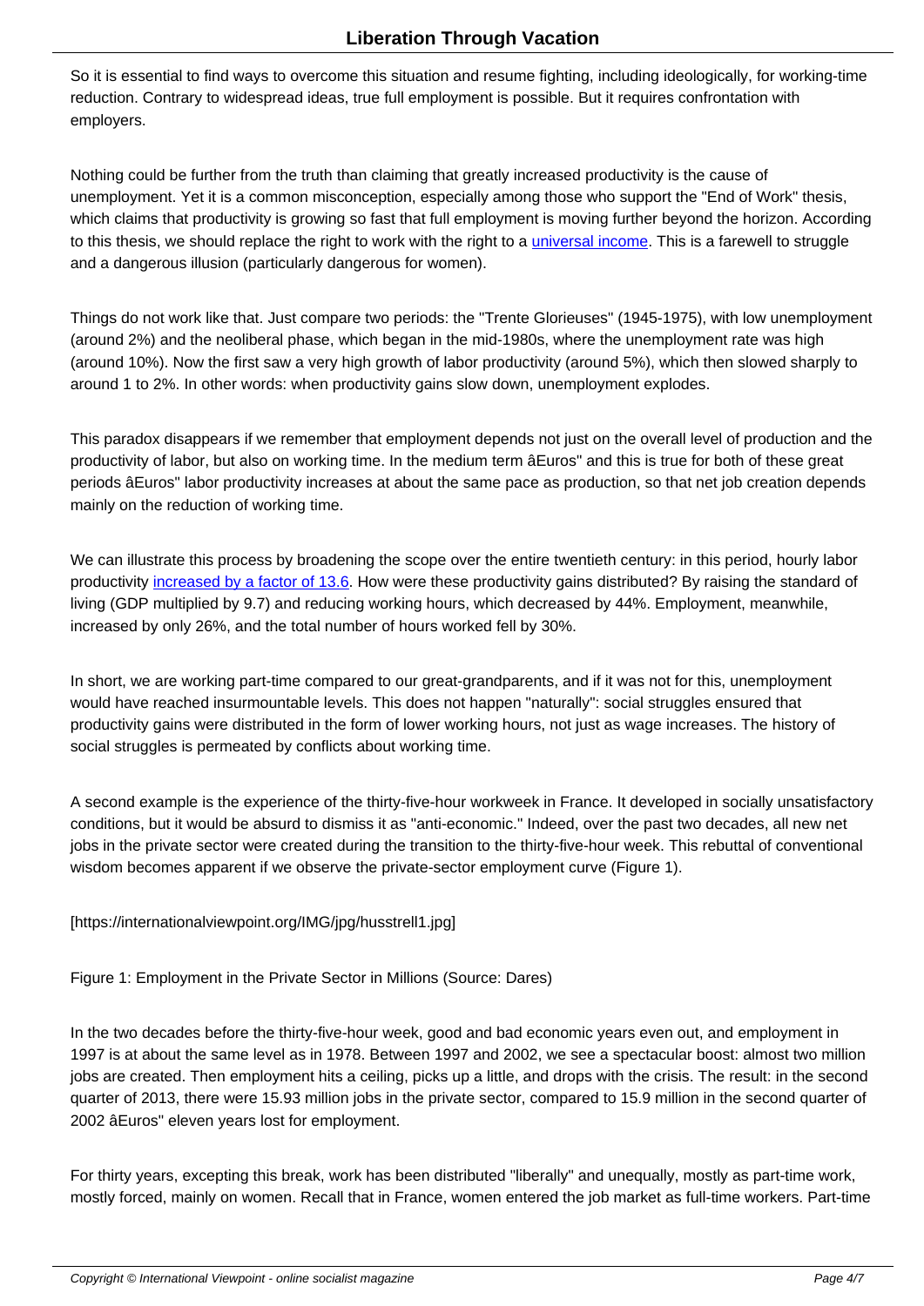So it is essential to find ways to overcome this situation and resume fighting, including ideologically, for working-time reduction. Contrary to widespread ideas, true full employment is possible. But it requires confrontation with employers.

Nothing could be further from the truth than claiming that greatly increased productivity is the cause of unemployment. Yet it is a common misconception, especially among those who support the "End of Work" thesis, which claims that productivity is growing so fast that full employment is moving further beyond the horizon. According to this thesis, we should replace the right to work with the right to a universal income. This is a farewell to struggle and a dangerous illusion (particularly dangerous for women).

Things do not work like that. Just compare two periods: the "Trente Glorieuses" (1945-1975), with low unemployment (around 2%) and the neoliberal phase, which began in the mid-1980s, where the unemployment rate was high (around 10%). Now the first saw a very high growth of labor productivity (around 5%), which then slowed sharply to around 1 to 2%. In other words: when productivity gains slow down, unemployment explodes.

This paradox disappears if we remember that employment depends not just on the overall level of production and the productivity of labor, but also on working time. In the medium term âEuros" and this is true for both of these great periods âEuros" labor productivity increases at about the same pace as production, so that net job creation depends mainly on the reduction of working time.

We can illustrate this process by broadening the scope over the entire twentieth century: in this period, hourly labor productivity increased by a factor of 13.6. How were these productivity gains distributed? By raising the standard of living (GDP multiplied by 9.7) and reducing working hours, which decreased by 44%. Employment, meanwhile, increased by only 26%, and the total number of hours worked fell by 30%.

In short, we are working part-time compared to our great-grandparents, and if it was not for this, unemployment would have reached insurmountable levels. This does not happen "naturally": social struggles ensured that productivity gains were distributed in the form of lower working hours, not just as wage increases. The history of social struggles is permeated by conflicts about working time.

A second example is the experience of the thirty-five-hour workweek in France. It developed in socially unsatisfactory conditions, but it would be absurd to dismiss it as "anti-economic." Indeed, over the past two decades, all new net jobs in the private sector were created during the transition to the thirty-five-hour week. This rebuttal of conventional wisdom becomes apparent if we observe the private-sector employment curve (Figure 1).

[https://internationalviewpoint.org/IMG/jpg/husstrell1.jpg]

Figure 1: Employment in the Private Sector in Millions (Source: Dares)

In the two decades before the thirty-five-hour week, good and bad economic years even out, and employment in 1997 is at about the same level as in 1978. Between 1997 and 2002, we see a spectacular boost: almost two million jobs are created. Then employment hits a ceiling, picks up a little, and drops with the crisis. The result: in the second quarter of 2013, there were 15.93 million jobs in the private sector, compared to 15.9 million in the second quarter of 2002 âEuros" eleven years lost for employment.

For thirty years, excepting this break, work has been distributed "liberally" and unequally, mostly as part-time work, mostly forced, mainly on women. Recall that in France, women entered the job market as full-time workers. Part-time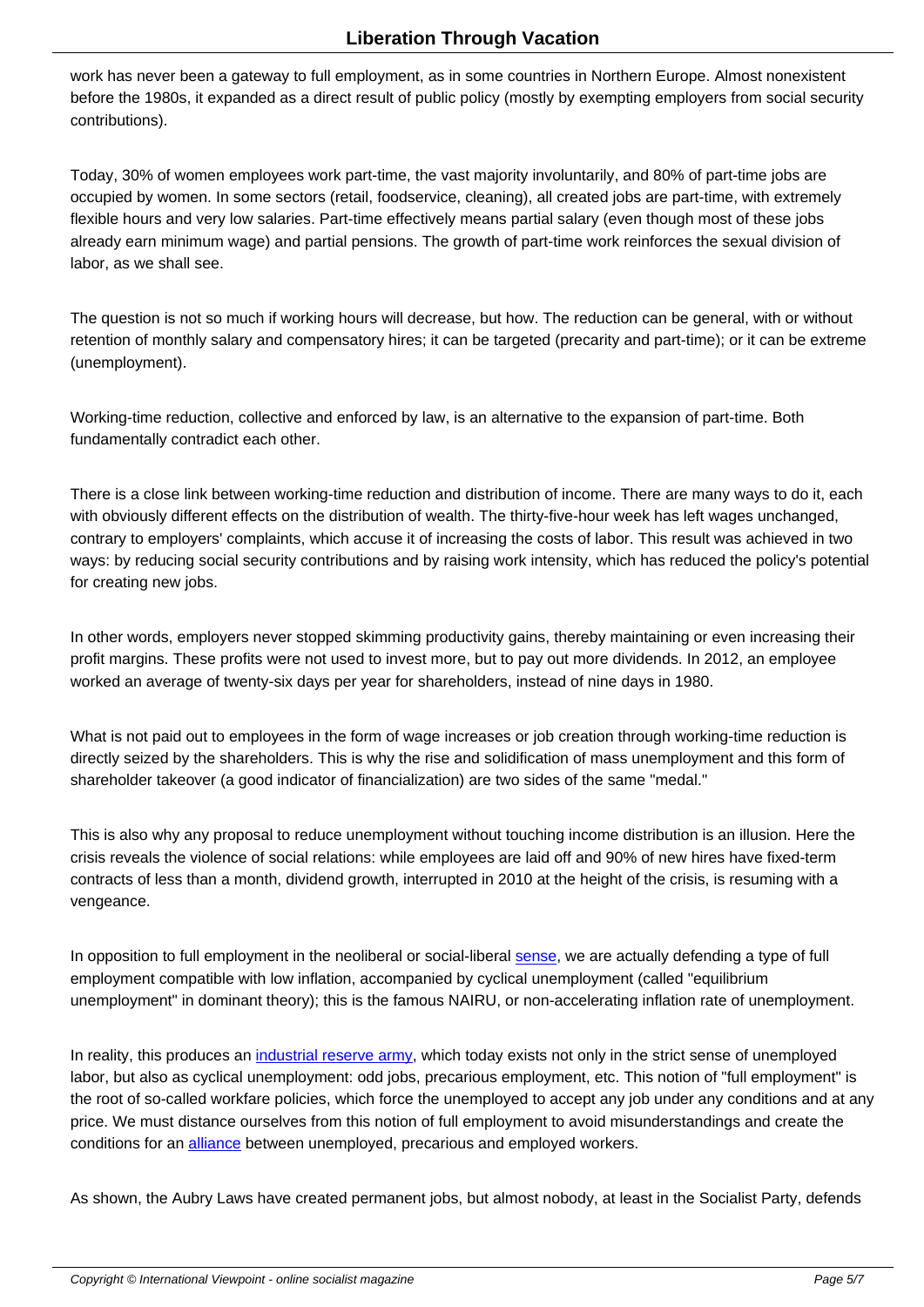work has never been a gateway to full employment, as in some countries in Northern Europe. Almost nonexistent before the 1980s, it expanded as a direct result of public policy (mostly by exempting employers from social security contributions).

Today, 30% of women employees work part-time, the vast majority involuntarily, and 80% of part-time jobs are occupied by women. In some sectors (retail, foodservice, cleaning), all created jobs are part-time, with extremely flexible hours and very low salaries. Part-time effectively means partial salary (even though most of these jobs already earn minimum wage) and partial pensions. The growth of part-time work reinforces the sexual division of labor, as we shall see.

The question is not so much if working hours will decrease, but how. The reduction can be general, with or without retention of monthly salary and compensatory hires; it can be targeted (precarity and part-time); or it can be extreme (unemployment).

Working-time reduction, collective and enforced by law, is an alternative to the expansion of part-time. Both fundamentally contradict each other.

There is a close link between working-time reduction and distribution of income. There are many ways to do it, each with obviously different effects on the distribution of wealth. The thirty-five-hour week has left wages unchanged, contrary to employers' complaints, which accuse it of increasing the costs of labor. This result was achieved in two ways: by reducing social security contributions and by raising work intensity, which has reduced the policy's potential for creating new jobs.

In other words, employers never stopped skimming productivity gains, thereby maintaining or even increasing their profit margins. These profits were not used to invest more, but to pay out more dividends. In 2012, an employee worked an average of twenty-six days per year for shareholders, instead of nine days in 1980.

What is not paid out to employees in the form of wage increases or job creation through working-time reduction is directly seized by the shareholders. This is why the rise and solidification of mass unemployment and this form of shareholder takeover (a good indicator of financialization) are two sides of the same "medal."

This is also why any proposal to reduce unemployment without touching income distribution is an illusion. Here the crisis reveals the violence of social relations: while employees are laid off and 90% of new hires have fixed-term contracts of less than a month, dividend growth, interrupted in 2010 at the height of the crisis, is resuming with a vengeance.

In opposition to full employment in the neoliberal or social-liberal sense, we are actually defending a type of full employment compatible with low inflation, accompanied by cyclical unemployment (called "equilibrium unemployment" in dominant theory); this is the famous NAIRU, or non-accelerating inflation rate of unemployment.

In reality, this produces an industrial reserve army, which today exists not only in the strict sense of unemployed labor, but also as cyclical unemployment: odd jobs, precarious employment, etc. This notion of "full employment" is the root of so-called workfare policies, which force the unemployed to accept any job under any conditions and at any price. We must distance ourselves from this notion of full employment to avoid misunderstandings and create the conditions for an alliance between unemployed, precarious and employed workers.

As shown, the Aubry Laws have created permanent jobs, but almost nobody, at least in the Socialist Party, defends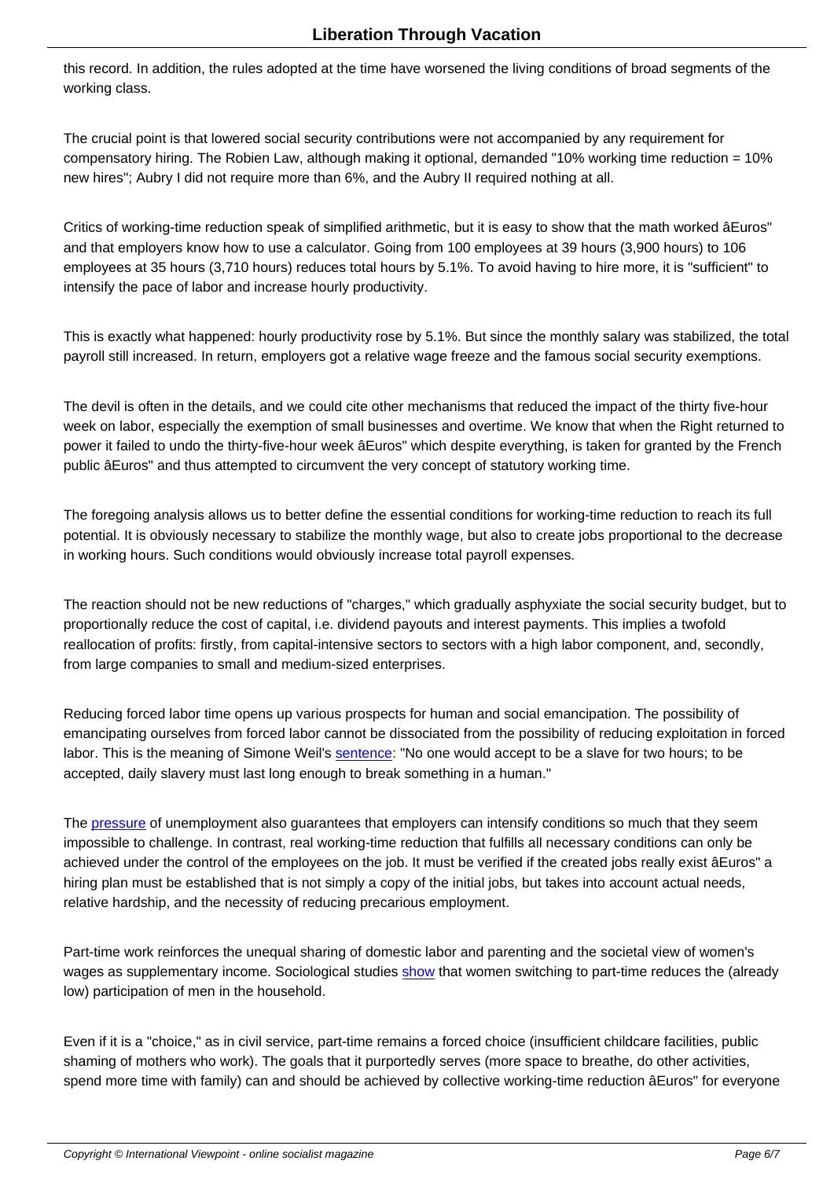this record. In addition, the rules adopted at the time have worsened the living conditions of broad segments of the working class.

The crucial point is that lowered social security contributions were not accompanied by any requirement for compensatory hiring. The Robien Law, although making it optional, demanded "10% working time reduction = 10% new hires"; Aubry I did not require more than 6%, and the Aubry II required nothing at all.

Critics of working-time reduction speak of simplified arithmetic, but it is easy to show that the math worked âEuros" and that employers know how to use a calculator. Going from 100 employees at 39 hours (3,900 hours) to 106 employees at 35 hours (3,710 hours) reduces total hours by 5.1%. To avoid having to hire more, it is "sufficient" to intensify the pace of labor and increase hourly productivity.

This is exactly what happened: hourly productivity rose by 5.1%. But since the monthly salary was stabilized, the total payroll still increased. In return, employers got a relative wage freeze and the famous social security exemptions.

The devil is often in the details, and we could cite other mechanisms that reduced the impact of the thirty five-hour week on labor, especially the exemption of small businesses and overtime. We know that when the Right returned to power it failed to undo the thirty-five-hour week âEuros" which despite everything, is taken for granted by the French public âEuros" and thus attempted to circumvent the very concept of statutory working time.

The foregoing analysis allows us to better define the essential conditions for working-time reduction to reach its full potential. It is obviously necessary to stabilize the monthly wage, but also to create jobs proportional to the decrease in working hours. Such conditions would obviously increase total payroll expenses.

The reaction should not be new reductions of "charges," which gradually asphyxiate the social security budget, but to proportionally reduce the cost of capital, i.e. dividend payouts and interest payments. This implies a twofold reallocation of profits: firstly, from capital-intensive sectors to sectors with a high labor component, and, secondly, from large companies to small and medium-sized enterprises.

Reducing forced labor time opens up various prospects for human and social emancipation. The possibility of emancipating ourselves from forced labor cannot be dissociated from the possibility of reducing exploitation in forced labor. This is the meaning of Simone Weil's sentence: "No one would accept to be a slave for two hours; to be accepted, daily slavery must last long enough to break something in a human."

The pressure of unemployment also guarantees that employers can intensify conditions so much that they seem impossible to challenge. In contrast, real working-time reduction that fulfills all necessary conditions can only be achieved under the control of the employees on the job. It must be verified if the created jobs really exist âEuros" a hiring plan must be established that is not simply a copy of the initial jobs, but takes into account actual needs, relative hardship, and the necessity of reducing precarious employment.

Part-time work reinforces the unequal sharing of domestic labor and parenting and the societal view of women's wages as supplementary income. Sociological studies show that women switching to part-time reduces the (already low) participation of men in the household.

Even if it is a "choice," as in civil service, part-time remains a forced choice (insufficient childcare facilities, public shaming of mothers who work). The goals that it purportedly serves (more space to breathe, do other activities, spend more time with family) can and should be achieved by collective working-time reduction âEuros" for everyone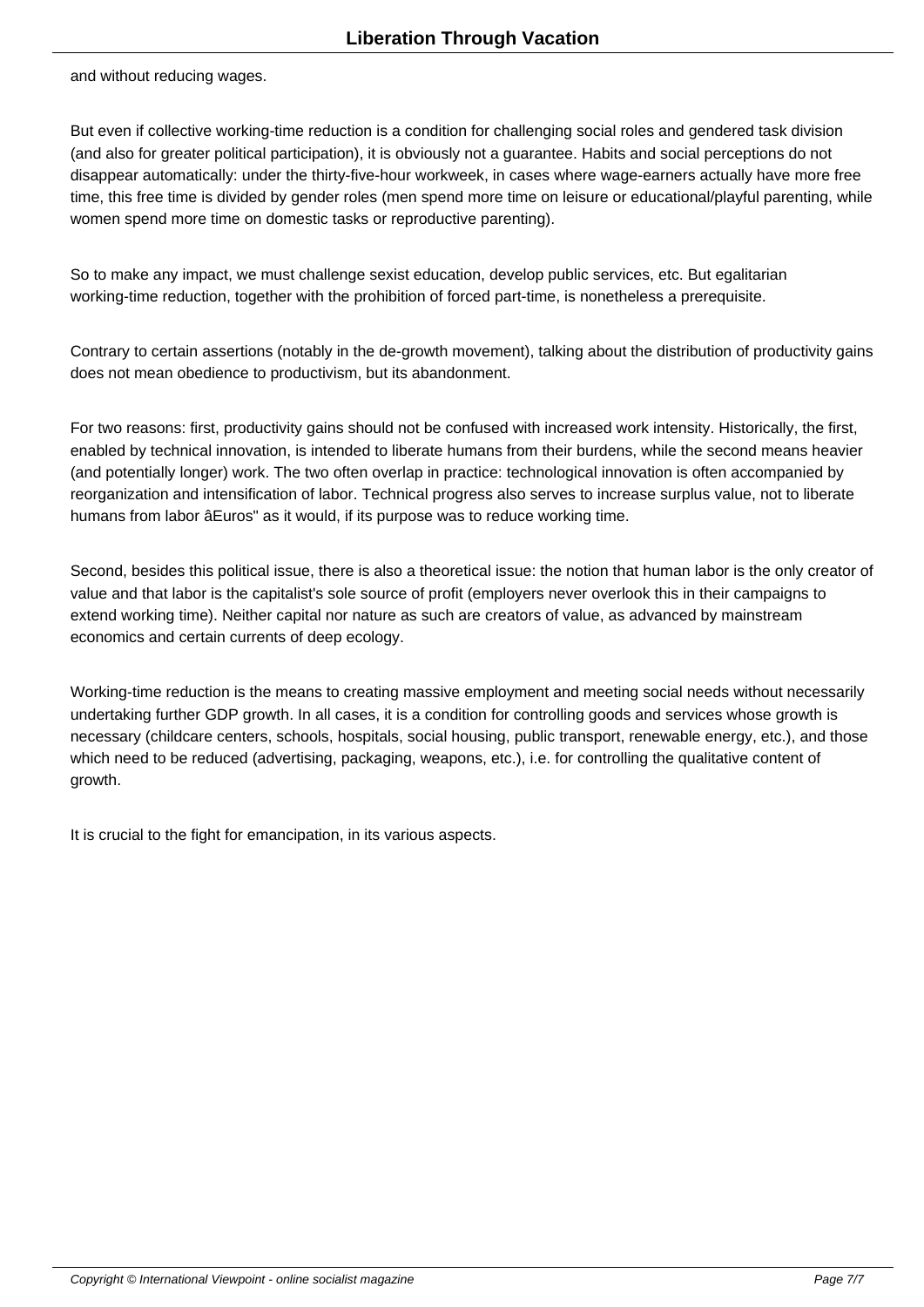and without reducing wages.

But even if collective working-time reduction is a condition for challenging social roles and gendered task division (and also for greater political participation), it is obviously not a guarantee. Habits and social perceptions do not disappear automatically: under the thirty-five-hour workweek, in cases where wage-earners actually have more free time, this free time is divided by gender roles (men spend more time on leisure or educational/playful parenting, while women spend more time on domestic tasks or reproductive parenting).

So to make any impact, we must challenge sexist education, develop public services, etc. But egalitarian working-time reduction, together with the prohibition of forced part-time, is nonetheless a prerequisite.

Contrary to certain assertions (notably in the de-growth movement), talking about the distribution of productivity gains does not mean obedience to productivism, but its abandonment.

For two reasons: first, productivity gains should not be confused with increased work intensity. Historically, the first, enabled by technical innovation, is intended to liberate humans from their burdens, while the second means heavier (and potentially longer) work. The two often overlap in practice: technological innovation is often accompanied by reorganization and intensification of labor. Technical progress also serves to increase surplus value, not to liberate humans from labor âEuros" as it would, if its purpose was to reduce working time.

Second, besides this political issue, there is also a theoretical issue: the notion that human labor is the only creator of value and that labor is the capitalist's sole source of profit (employers never overlook this in their campaigns to extend working time). Neither capital nor nature as such are creators of value, as advanced by mainstream economics and certain currents of deep ecology.

Working-time reduction is the means to creating massive employment and meeting social needs without necessarily undertaking further GDP growth. In all cases, it is a condition for controlling goods and services whose growth is necessary (childcare centers, schools, hospitals, social housing, public transport, renewable energy, etc.), and those which need to be reduced (advertising, packaging, weapons, etc.), i.e. for controlling the qualitative content of growth.

It is crucial to the fight for emancipation, in its various aspects.